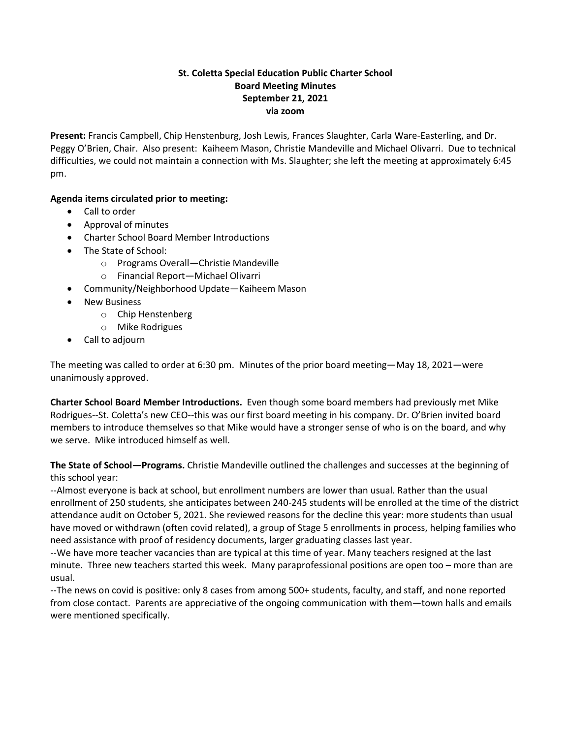**St. Coletta Special Education Public Charter School**
**Board Meeting Minutes**
**September 21, 2021**
**via zoom**

**Present:** Francis Campbell, Chip Henstenburg, Josh Lewis, Frances Slaughter, Carla Ware-Easterling, and Dr. Peggy O'Brien, Chair. Also present: Kaiheem Mason, Christie Mandeville and Michael Olivarri. Due to technical difficulties, we could not maintain a connection with Ms. Slaughter; she left the meeting at approximately 6:45 pm.

**Agenda items circulated prior to meeting:**

- Call to order
- Approval of minutes
- Charter School Board Member Introductions
- The State of School:
  - Programs Overall—Christie Mandeville
  - Financial Report—Michael Olivarri
- Community/Neighborhood Update—Kaiheem Mason
- New Business
  - Chip Henstenberg
  - Mike Rodrigues
- Call to adjourn

The meeting was called to order at 6:30 pm. Minutes of the prior board meeting—May 18, 2021—were unanimously approved.

**Charter School Board Member Introductions.** Even though some board members had previously met Mike Rodrigues--St. Coletta's new CEO--this was our first board meeting in his company. Dr. O'Brien invited board members to introduce themselves so that Mike would have a stronger sense of who is on the board, and why we serve. Mike introduced himself as well.

**The State of School—Programs.** Christie Mandeville outlined the challenges and successes at the beginning of this school year:

--Almost everyone is back at school, but enrollment numbers are lower than usual. Rather than the usual enrollment of 250 students, she anticipates between 240-245 students will be enrolled at the time of the district attendance audit on October 5, 2021. She reviewed reasons for the decline this year: more students than usual have moved or withdrawn (often covid related), a group of Stage 5 enrollments in process, helping families who need assistance with proof of residency documents, larger graduating classes last year.

--We have more teacher vacancies than are typical at this time of year. Many teachers resigned at the last minute. Three new teachers started this week. Many paraprofessional positions are open too – more than are usual.

--The news on covid is positive: only 8 cases from among 500+ students, faculty, and staff, and none reported from close contact. Parents are appreciative of the ongoing communication with them—town halls and emails were mentioned specifically.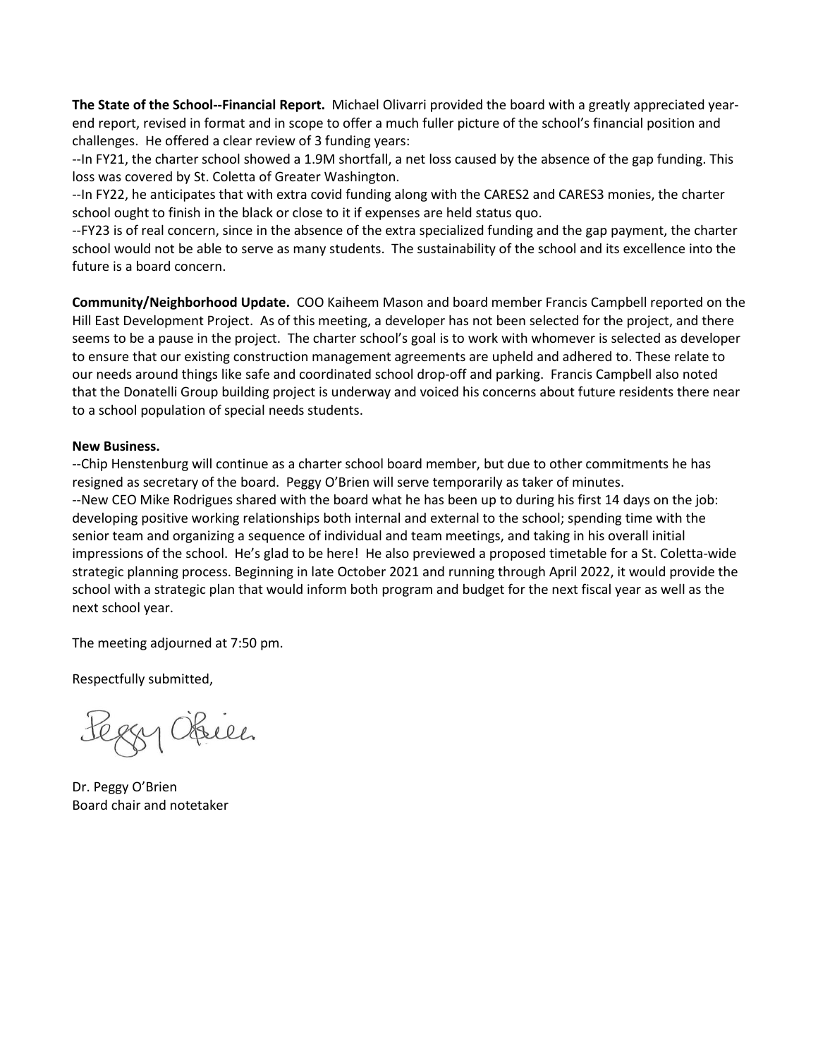**The State of the School--Financial Report.** Michael Olivarri provided the board with a greatly appreciated year-end report, revised in format and in scope to offer a much fuller picture of the school's financial position and challenges. He offered a clear review of 3 funding years:

--In FY21, the charter school showed a 1.9M shortfall, a net loss caused by the absence of the gap funding. This loss was covered by St. Coletta of Greater Washington.

--In FY22, he anticipates that with extra covid funding along with the CARES2 and CARES3 monies, the charter school ought to finish in the black or close to it if expenses are held status quo.

--FY23 is of real concern, since in the absence of the extra specialized funding and the gap payment, the charter school would not be able to serve as many students. The sustainability of the school and its excellence into the future is a board concern.

**Community/Neighborhood Update.** COO Kaiheem Mason and board member Francis Campbell reported on the Hill East Development Project. As of this meeting, a developer has not been selected for the project, and there seems to be a pause in the project. The charter school's goal is to work with whomever is selected as developer to ensure that our existing construction management agreements are upheld and adhered to. These relate to our needs around things like safe and coordinated school drop-off and parking. Francis Campbell also noted that the Donatelli Group building project is underway and voiced his concerns about future residents there near to a school population of special needs students.

**New Business.**

--Chip Henstenburg will continue as a charter school board member, but due to other commitments he has resigned as secretary of the board. Peggy O'Brien will serve temporarily as taker of minutes.

--New CEO Mike Rodrigues shared with the board what he has been up to during his first 14 days on the job: developing positive working relationships both internal and external to the school; spending time with the senior team and organizing a sequence of individual and team meetings, and taking in his overall initial impressions of the school. He's glad to be here! He also previewed a proposed timetable for a St. Coletta-wide strategic planning process. Beginning in late October 2021 and running through April 2022, it would provide the school with a strategic plan that would inform both program and budget for the next fiscal year as well as the next school year.

The meeting adjourned at 7:50 pm.

Respectfully submitted,

Peggy O'Brien

Dr. Peggy O'Brien
Board chair and notetaker